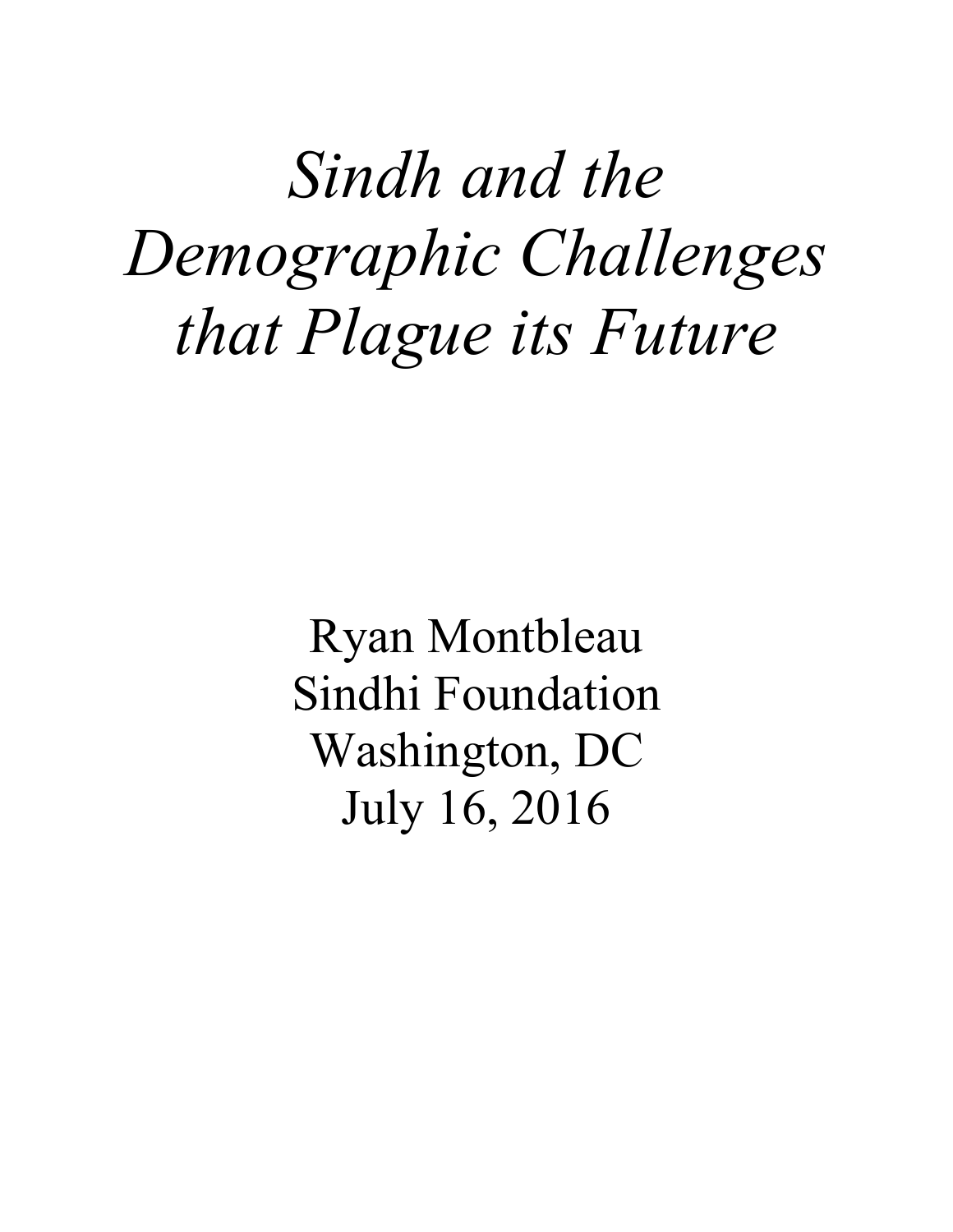# *Sindh and the Demographic Challenges that Plague its Future*

Ryan Montbleau
Sindhi Foundation
Washington, DC
July 16, 2016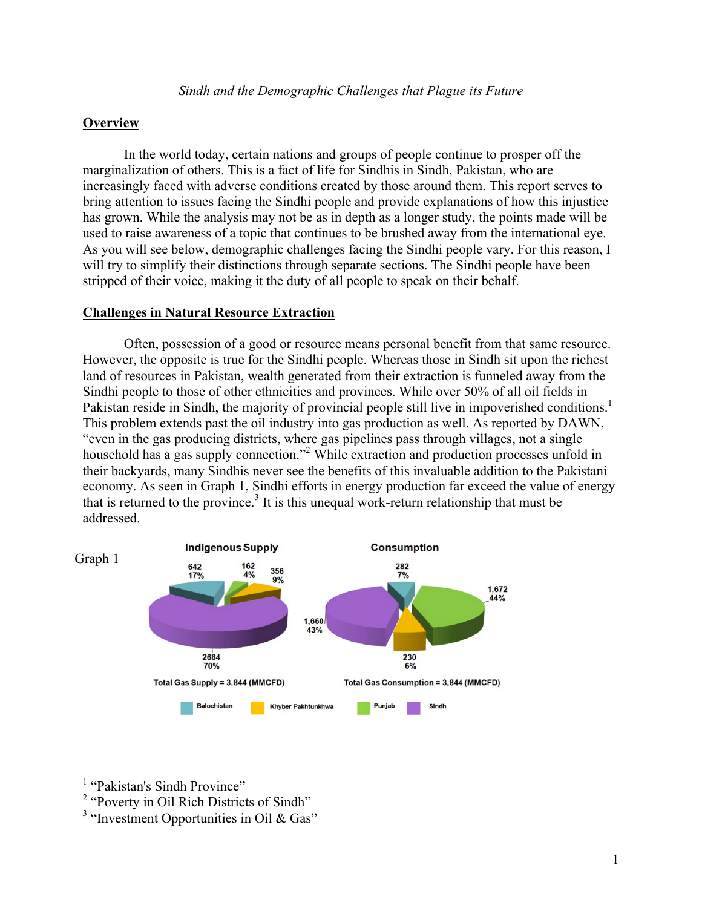*Sindh and the Demographic Challenges that Plague its Future*

## Overview

In the world today, certain nations and groups of people continue to prosper off the marginalization of others. This is a fact of life for Sindhis in Sindh, Pakistan, who are increasingly faced with adverse conditions created by those around them. This report serves to bring attention to issues facing the Sindhi people and provide explanations of how this injustice has grown. While the analysis may not be as in depth as a longer study, the points made will be used to raise awareness of a topic that continues to be brushed away from the international eye. As you will see below, demographic challenges facing the Sindhi people vary. For this reason, I will try to simplify their distinctions through separate sections. The Sindhi people have been stripped of their voice, making it the duty of all people to speak on their behalf.

## Challenges in Natural Resource Extraction

Often, possession of a good or resource means personal benefit from that same resource. However, the opposite is true for the Sindhi people. Whereas those in Sindh sit upon the richest land of resources in Pakistan, wealth generated from their extraction is funneled away from the Sindhi people to those of other ethnicities and provinces. While over 50% of all oil fields in Pakistan reside in Sindh, the majority of provincial people still live in impoverished conditions.[1] This problem extends past the oil industry into gas production as well. As reported by DAWN, "even in the gas producing districts, where gas pipelines pass through villages, not a single household has a gas supply connection."[2] While extraction and production processes unfold in their backyards, many Sindhis never see the benefits of this invaluable addition to the Pakistani economy. As seen in Graph 1, Sindhi efforts in energy production far exceed the value of energy that is returned to the province.[3] It is this unequal work-return relationship that must be addressed.

Graph 1

**Indigenous Supply**

| Province | MMCFD | % |
|---|---|---|
| Balochistan | 642 | 17% |
| Khyber Pakhtunkhwa | 356 | 9% |
| Punjab | 162 | 4% |
| Sindh | 2684 | 70% |

Total Gas Supply = 3,844 (MMCFD)

**Consumption**

| Province | MMCFD | % |
|---|---|---|
| Balochistan | 282 | 7% |
| Khyber Pakhtunkhwa | 230 | 6% |
| Punjab | 1,672 | 44% |
| Sindh | 1,660 | 43% |

Total Gas Consumption = 3,844 (MMCFD)

---

[1] "Pakistan's Sindh Province"

[2] "Poverty in Oil Rich Districts of Sindh"

[3] "Investment Opportunities in Oil & Gas"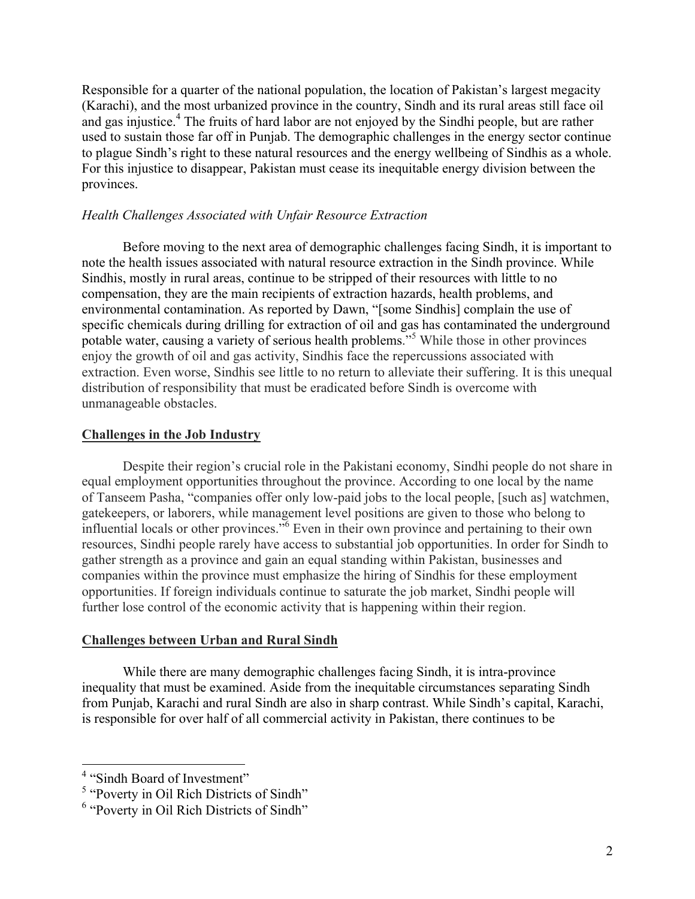Responsible for a quarter of the national population, the location of Pakistan's largest megacity (Karachi), and the most urbanized province in the country, Sindh and its rural areas still face oil and gas injustice.[4] The fruits of hard labor are not enjoyed by the Sindhi people, but are rather used to sustain those far off in Punjab. The demographic challenges in the energy sector continue to plague Sindh's right to these natural resources and the energy wellbeing of Sindhis as a whole. For this injustice to disappear, Pakistan must cease its inequitable energy division between the provinces.

*Health Challenges Associated with Unfair Resource Extraction*

Before moving to the next area of demographic challenges facing Sindh, it is important to note the health issues associated with natural resource extraction in the Sindh province. While Sindhis, mostly in rural areas, continue to be stripped of their resources with little to no compensation, they are the main recipients of extraction hazards, health problems, and environmental contamination. As reported by Dawn, "[some Sindhis] complain the use of specific chemicals during drilling for extraction of oil and gas has contaminated the underground potable water, causing a variety of serious health problems."[5] While those in other provinces enjoy the growth of oil and gas activity, Sindhis face the repercussions associated with extraction. Even worse, Sindhis see little to no return to alleviate their suffering. It is this unequal distribution of responsibility that must be eradicated before Sindh is overcome with unmanageable obstacles.

**Challenges in the Job Industry**

Despite their region's crucial role in the Pakistani economy, Sindhi people do not share in equal employment opportunities throughout the province. According to one local by the name of Tanseem Pasha, "companies offer only low-paid jobs to the local people, [such as] watchmen, gatekeepers, or laborers, while management level positions are given to those who belong to influential locals or other provinces."[6] Even in their own province and pertaining to their own resources, Sindhi people rarely have access to substantial job opportunities. In order for Sindh to gather strength as a province and gain an equal standing within Pakistan, businesses and companies within the province must emphasize the hiring of Sindhis for these employment opportunities. If foreign individuals continue to saturate the job market, Sindhi people will further lose control of the economic activity that is happening within their region.

**Challenges between Urban and Rural Sindh**

While there are many demographic challenges facing Sindh, it is intra-province inequality that must be examined. Aside from the inequitable circumstances separating Sindh from Punjab, Karachi and rural Sindh are also in sharp contrast. While Sindh's capital, Karachi, is responsible for over half of all commercial activity in Pakistan, there continues to be

[4] "Sindh Board of Investment"

[5] "Poverty in Oil Rich Districts of Sindh"

[6] "Poverty in Oil Rich Districts of Sindh"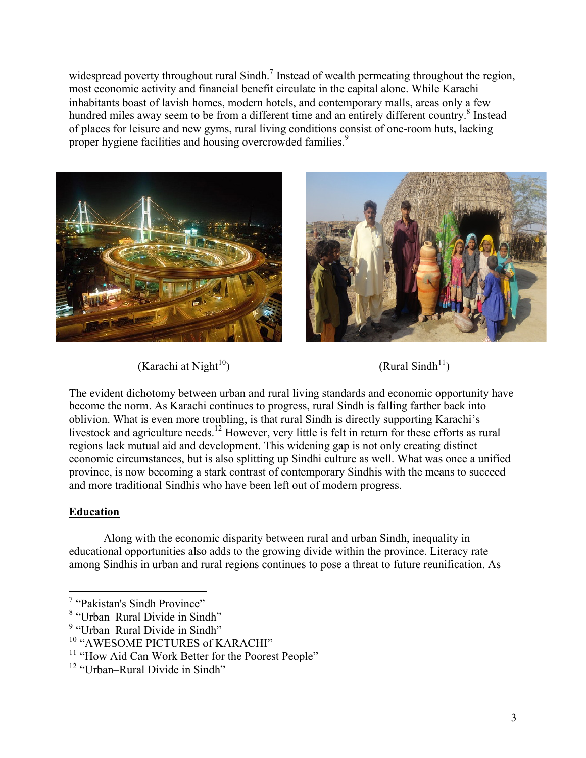widespread poverty throughout rural Sindh.[7] Instead of wealth permeating throughout the region, most economic activity and financial benefit circulate in the capital alone. While Karachi inhabitants boast of lavish homes, modern hotels, and contemporary malls, areas only a few hundred miles away seem to be from a different time and an entirely different country.[8] Instead of places for leisure and new gyms, rural living conditions consist of one-room huts, lacking proper hygiene facilities and housing overcrowded families.[9]

(Karachi at Night[10])

(Rural Sindh[11])

The evident dichotomy between urban and rural living standards and economic opportunity have become the norm. As Karachi continues to progress, rural Sindh is falling farther back into oblivion. What is even more troubling, is that rural Sindh is directly supporting Karachi's livestock and agriculture needs.[12] However, very little is felt in return for these efforts as rural regions lack mutual aid and development. This widening gap is not only creating distinct economic circumstances, but is also splitting up Sindhi culture as well. What was once a unified province, is now becoming a stark contrast of contemporary Sindhis with the means to succeed and more traditional Sindhis who have been left out of modern progress.

**Education**

Along with the economic disparity between rural and urban Sindh, inequality in educational opportunities also adds to the growing divide within the province. Literacy rate among Sindhis in urban and rural regions continues to pose a threat to future reunification. As

[7] "Pakistan's Sindh Province"
[8] "Urban–Rural Divide in Sindh"
[9] "Urban–Rural Divide in Sindh"
[10] "AWESOME PICTURES of KARACHI"
[11] "How Aid Can Work Better for the Poorest People"
[12] "Urban–Rural Divide in Sindh"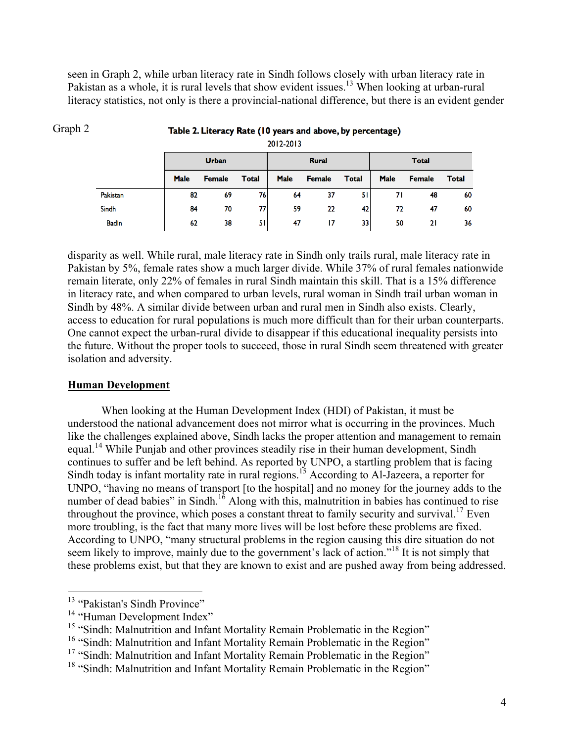seen in Graph 2, while urban literacy rate in Sindh follows closely with urban literacy rate in Pakistan as a whole, it is rural levels that show evident issues.[13] When looking at urban-rural literacy statistics, not only is there a provincial-national difference, but there is an evident gender

Graph 2

**Table 2. Literacy Rate (10 years and above, by percentage)**

2012-2013

| | Urban | | | Rural | | | Total | | |
|---|---|---|---|---|---|---|---|---|---|
| | Male | Female | Total | Male | Female | Total | Male | Female | Total |
| Pakistan | 82 | 69 | 76 | 64 | 37 | 51 | 71 | 48 | 60 |
| Sindh | 84 | 70 | 77 | 59 | 22 | 42 | 72 | 47 | 60 |
| Badin | 62 | 38 | 51 | 47 | 17 | 33 | 50 | 21 | 36 |

disparity as well. While rural, male literacy rate in Sindh only trails rural, male literacy rate in Pakistan by 5%, female rates show a much larger divide. While 37% of rural females nationwide remain literate, only 22% of females in rural Sindh maintain this skill. That is a 15% difference in literacy rate, and when compared to urban levels, rural woman in Sindh trail urban woman in Sindh by 48%. A similar divide between urban and rural men in Sindh also exists. Clearly, access to education for rural populations is much more difficult than for their urban counterparts. One cannot expect the urban-rural divide to disappear if this educational inequality persists into the future. Without the proper tools to succeed, those in rural Sindh seem threatened with greater isolation and adversity.

## **Human Development**

When looking at the Human Development Index (HDI) of Pakistan, it must be understood the national advancement does not mirror what is occurring in the provinces. Much like the challenges explained above, Sindh lacks the proper attention and management to remain equal.[14] While Punjab and other provinces steadily rise in their human development, Sindh continues to suffer and be left behind. As reported by UNPO, a startling problem that is facing Sindh today is infant mortality rate in rural regions.[15] According to Al-Jazeera, a reporter for UNPO, "having no means of transport [to the hospital] and no money for the journey adds to the number of dead babies" in Sindh.[16] Along with this, malnutrition in babies has continued to rise throughout the province, which poses a constant threat to family security and survival.[17] Even more troubling, is the fact that many more lives will be lost before these problems are fixed. According to UNPO, "many structural problems in the region causing this dire situation do not seem likely to improve, mainly due to the government's lack of action."[18] It is not simply that these problems exist, but that they are known to exist and are pushed away from being addressed.

---

[13] "Pakistan's Sindh Province"
[14] "Human Development Index"
[15] "Sindh: Malnutrition and Infant Mortality Remain Problematic in the Region"
[16] "Sindh: Malnutrition and Infant Mortality Remain Problematic in the Region"
[17] "Sindh: Malnutrition and Infant Mortality Remain Problematic in the Region"
[18] "Sindh: Malnutrition and Infant Mortality Remain Problematic in the Region"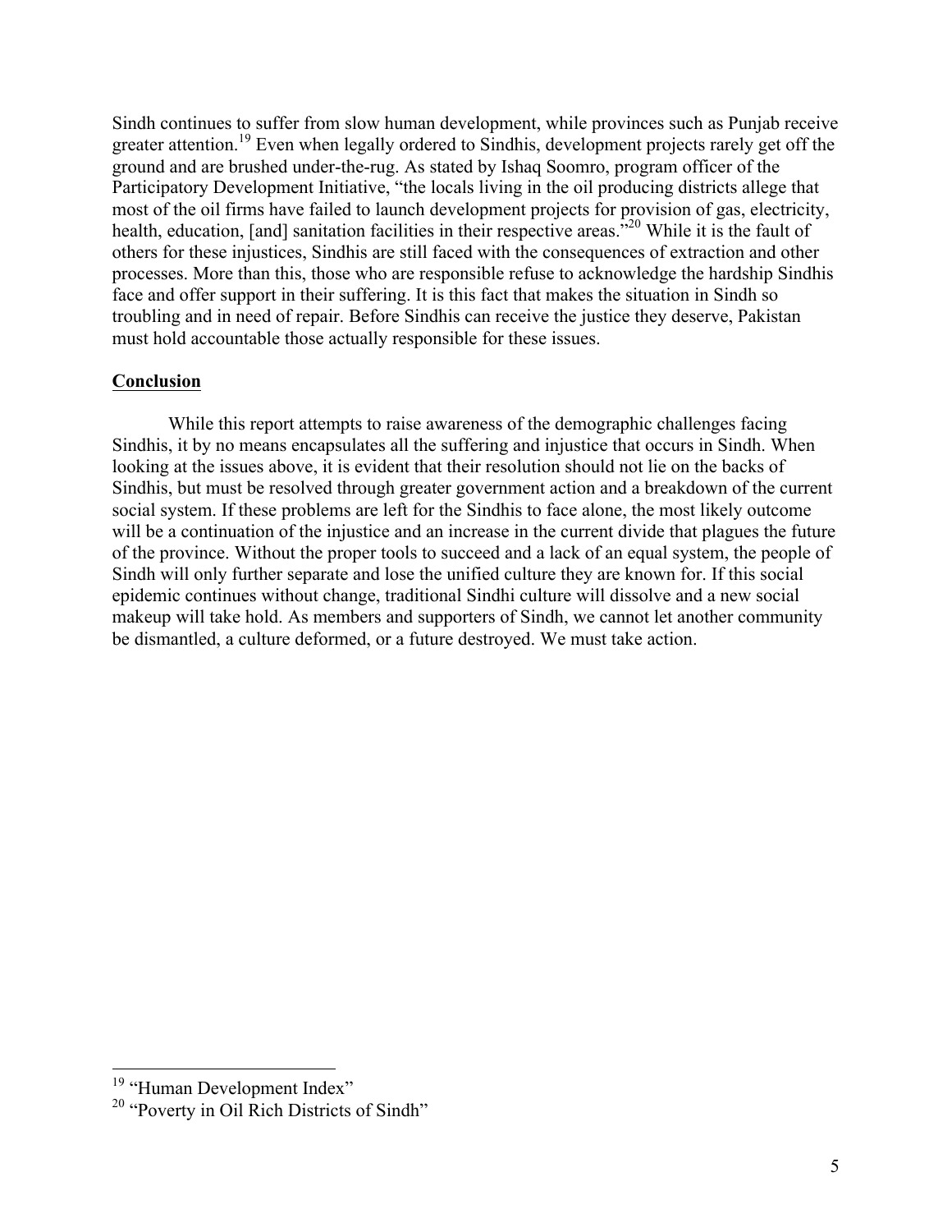Sindh continues to suffer from slow human development, while provinces such as Punjab receive greater attention.[19] Even when legally ordered to Sindhis, development projects rarely get off the ground and are brushed under-the-rug. As stated by Ishaq Soomro, program officer of the Participatory Development Initiative, "the locals living in the oil producing districts allege that most of the oil firms have failed to launch development projects for provision of gas, electricity, health, education, [and] sanitation facilities in their respective areas."[20] While it is the fault of others for these injustices, Sindhis are still faced with the consequences of extraction and other processes. More than this, those who are responsible refuse to acknowledge the hardship Sindhis face and offer support in their suffering. It is this fact that makes the situation in Sindh so troubling and in need of repair. Before Sindhis can receive the justice they deserve, Pakistan must hold accountable those actually responsible for these issues.

## Conclusion

While this report attempts to raise awareness of the demographic challenges facing Sindhis, it by no means encapsulates all the suffering and injustice that occurs in Sindh. When looking at the issues above, it is evident that their resolution should not lie on the backs of Sindhis, but must be resolved through greater government action and a breakdown of the current social system. If these problems are left for the Sindhis to face alone, the most likely outcome will be a continuation of the injustice and an increase in the current divide that plagues the future of the province. Without the proper tools to succeed and a lack of an equal system, the people of Sindh will only further separate and lose the unified culture they are known for. If this social epidemic continues without change, traditional Sindhi culture will dissolve and a new social makeup will take hold. As members and supporters of Sindh, we cannot let another community be dismantled, a culture deformed, or a future destroyed. We must take action.

---

[19] "Human Development Index"

[20] "Poverty in Oil Rich Districts of Sindh"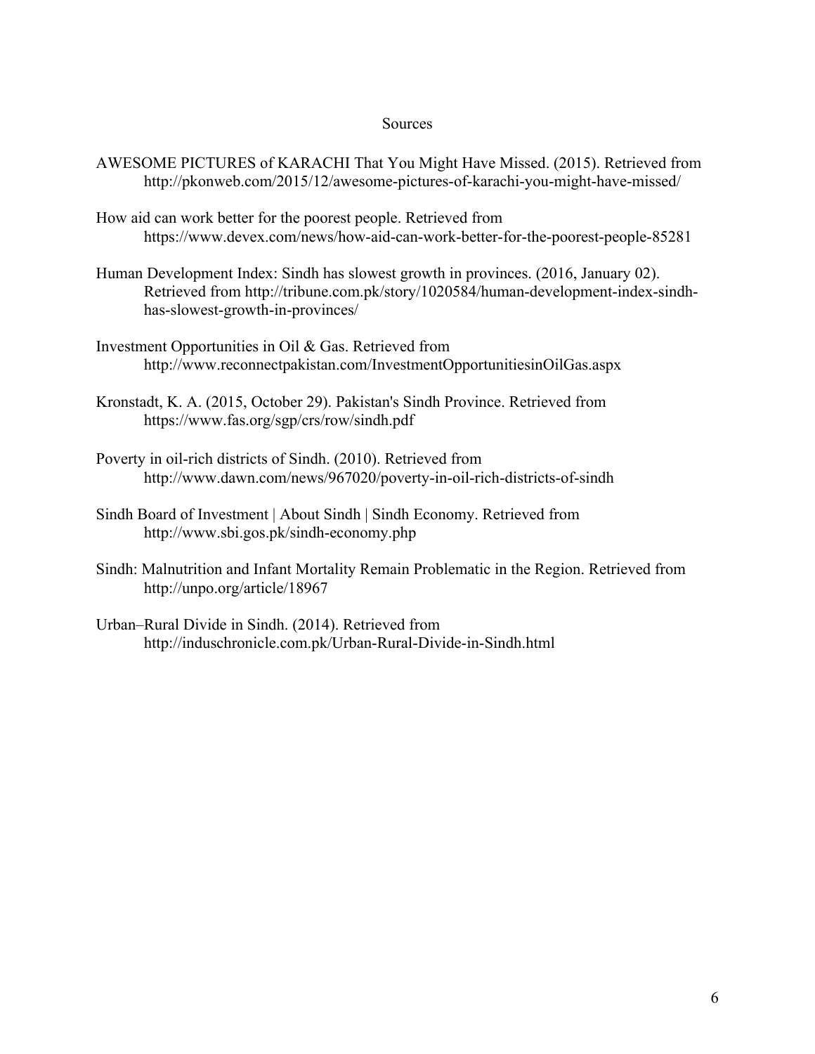# Sources

AWESOME PICTURES of KARACHI That You Might Have Missed. (2015). Retrieved from http://pkonweb.com/2015/12/awesome-pictures-of-karachi-you-might-have-missed/

How aid can work better for the poorest people. Retrieved from https://www.devex.com/news/how-aid-can-work-better-for-the-poorest-people-85281

Human Development Index: Sindh has slowest growth in provinces. (2016, January 02). Retrieved from http://tribune.com.pk/story/1020584/human-development-index-sindh-has-slowest-growth-in-provinces/

Investment Opportunities in Oil & Gas. Retrieved from http://www.reconnectpakistan.com/InvestmentOpportunitiesinOilGas.aspx

Kronstadt, K. A. (2015, October 29). Pakistan's Sindh Province. Retrieved from https://www.fas.org/sgp/crs/row/sindh.pdf

Poverty in oil-rich districts of Sindh. (2010). Retrieved from http://www.dawn.com/news/967020/poverty-in-oil-rich-districts-of-sindh

Sindh Board of Investment | About Sindh | Sindh Economy. Retrieved from http://www.sbi.gos.pk/sindh-economy.php

Sindh: Malnutrition and Infant Mortality Remain Problematic in the Region. Retrieved from http://unpo.org/article/18967

Urban–Rural Divide in Sindh. (2014). Retrieved from http://induschronicle.com.pk/Urban-Rural-Divide-in-Sindh.html